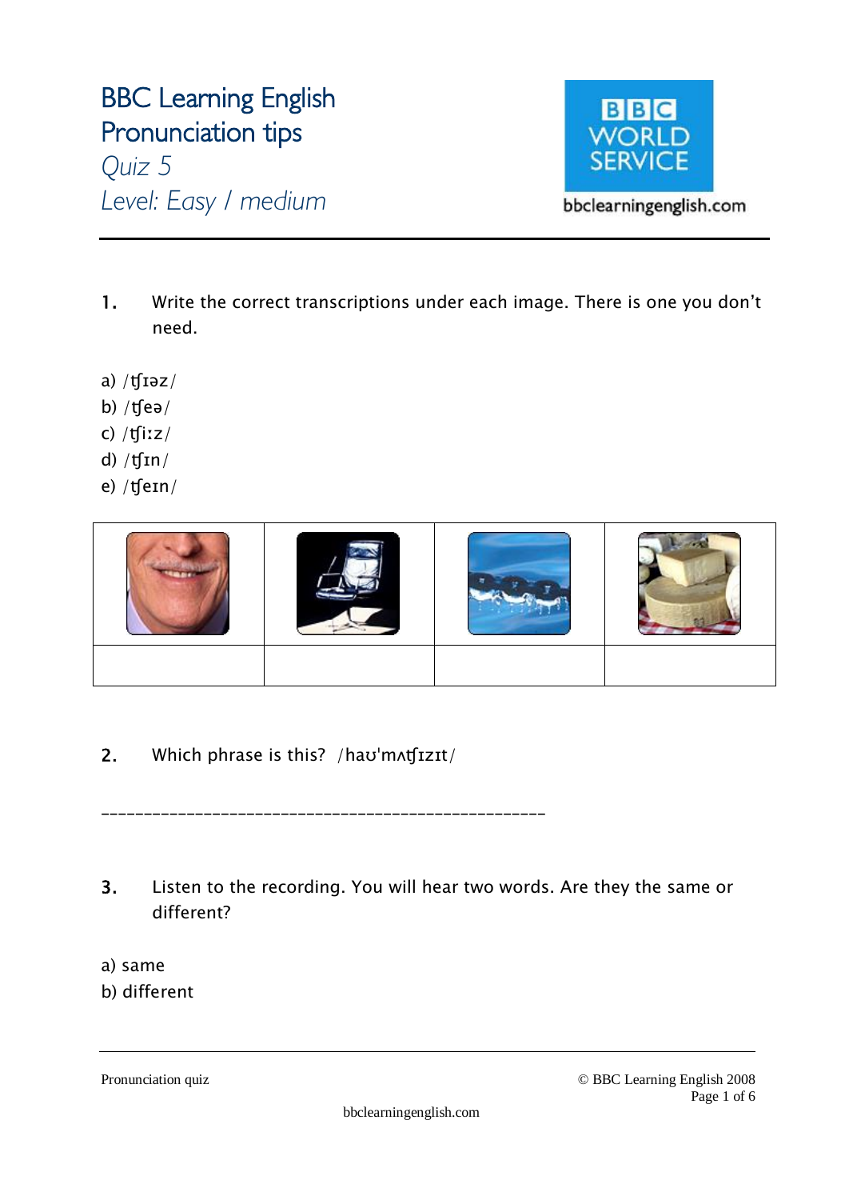# BBC Learning English
## Pronunciation tips
*Quiz 5*
*Level: Easy / medium*

BBC WORLD SERVICE
bbclearningenglish.com

---

1. Write the correct transcriptions under each image. There is one you don't need.

a) /ʧɪəz/
b) /ʧeə/
c) /ʧiːz/
d) /ʧɪn/
e) /ʧeɪn/

| | | | |
|---|---|---|---|
| | | | |

2. Which phrase is this? /haʊˈmʌʧɪzɪt/

_______________________________________________________

3. Listen to the recording. You will hear two words. Are they the same or different?

a) same
b) different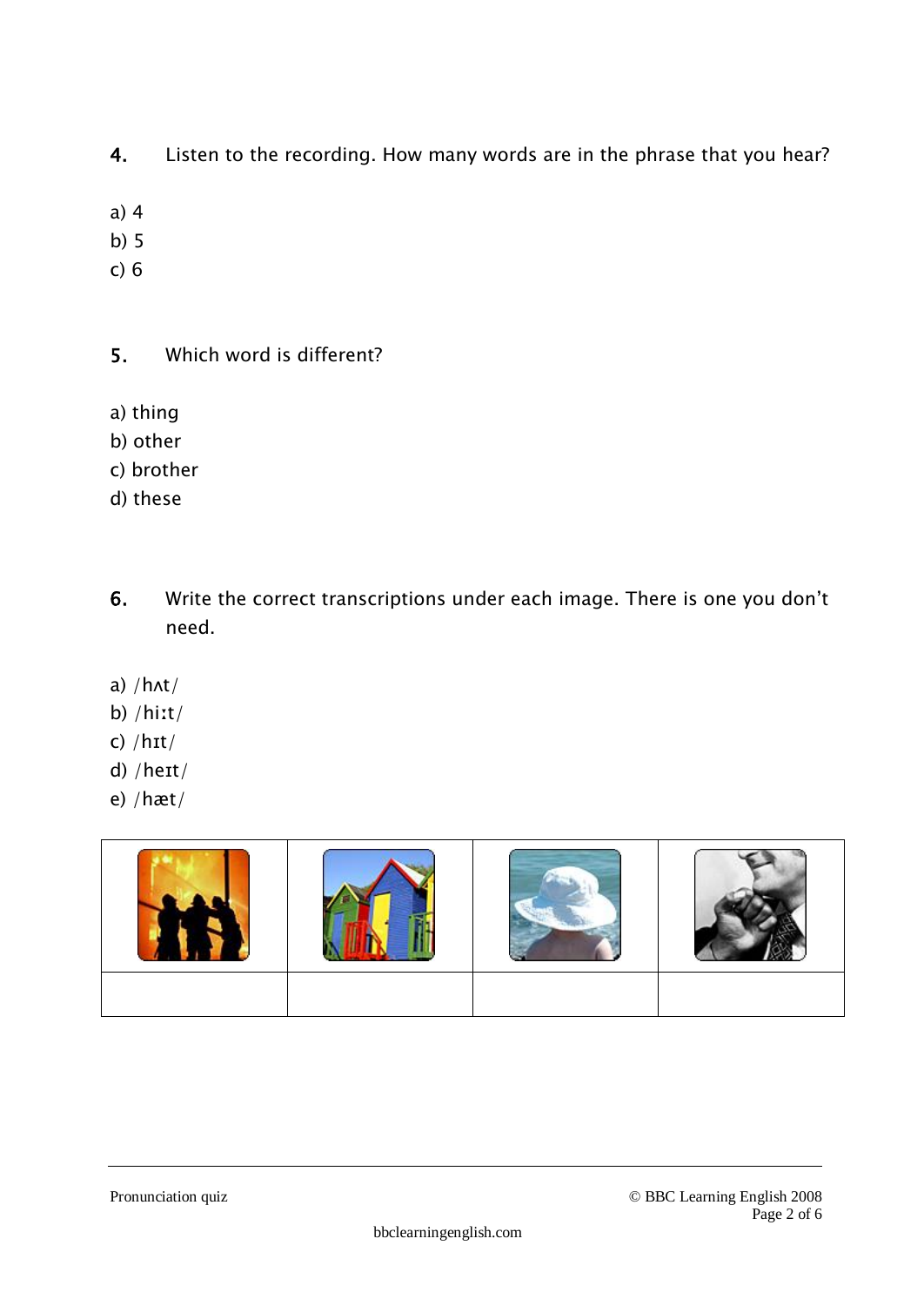**4.** Listen to the recording. How many words are in the phrase that you hear?

a) 4
b) 5
c) 6

**5.** Which word is different?

a) thing
b) other
c) brother
d) these

**6.** Write the correct transcriptions under each image. There is one you don't need.

a) /hʌt/
b) /hiːt/
c) /hɪt/
d) /heɪt/
e) /hæt/

| | | | |
|---|---|---|---|
| | | | |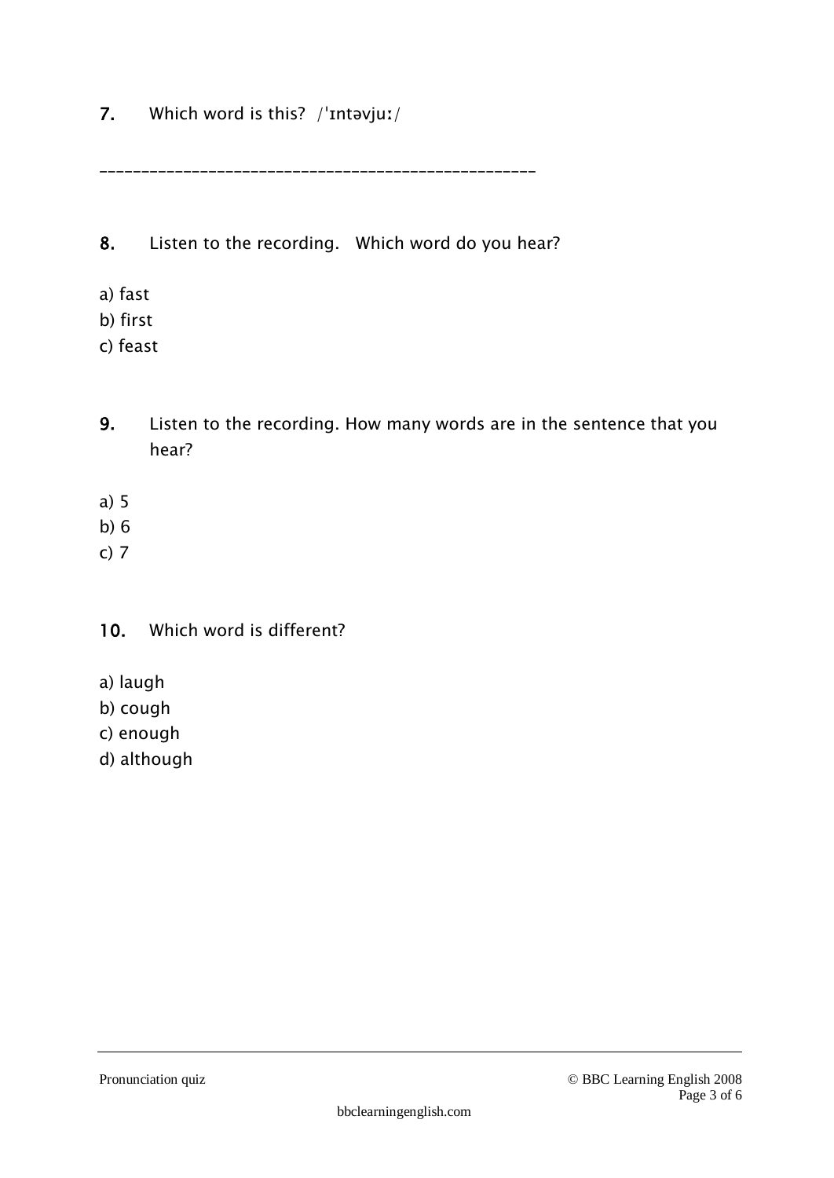**7.** Which word is this? /ˈɪntəvjuː/

___________________________________________________

**8.** Listen to the recording. Which word do you hear?

a) fast
b) first
c) feast

**9.** Listen to the recording. How many words are in the sentence that you hear?

a) 5
b) 6
c) 7

**10.** Which word is different?

a) laugh
b) cough
c) enough
d) although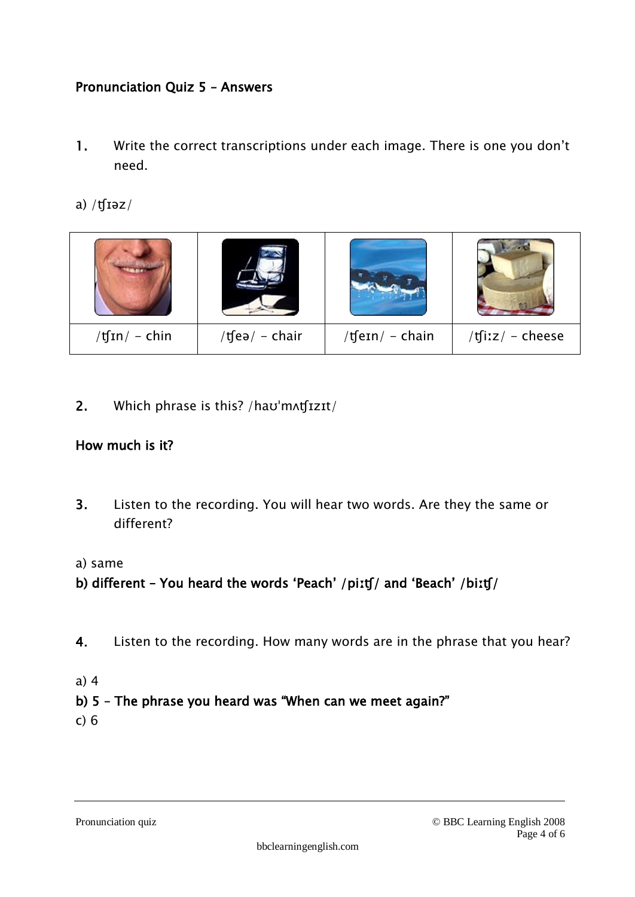**Pronunciation Quiz 5 – Answers**

1. Write the correct transcriptions under each image. There is one you don't need.

a) /tʃɪəz/

| | | | |
|---|---|---|---|
| /tʃɪn/ – chin | /tʃeə/ – chair | /tʃeɪn/ – chain | /tʃiːz/ – cheese |

2. Which phrase is this? /haʊ'mʌtʃɪzɪt/

**How much is it?**

3. Listen to the recording. You will hear two words. Are they the same or different?

a) same

**b) different – You heard the words 'Peach' /piːtʃ/ and 'Beach' /biːtʃ/**

4. Listen to the recording. How many words are in the phrase that you hear?

a) 4

**b) 5 – The phrase you heard was "When can we meet again?"**

c) 6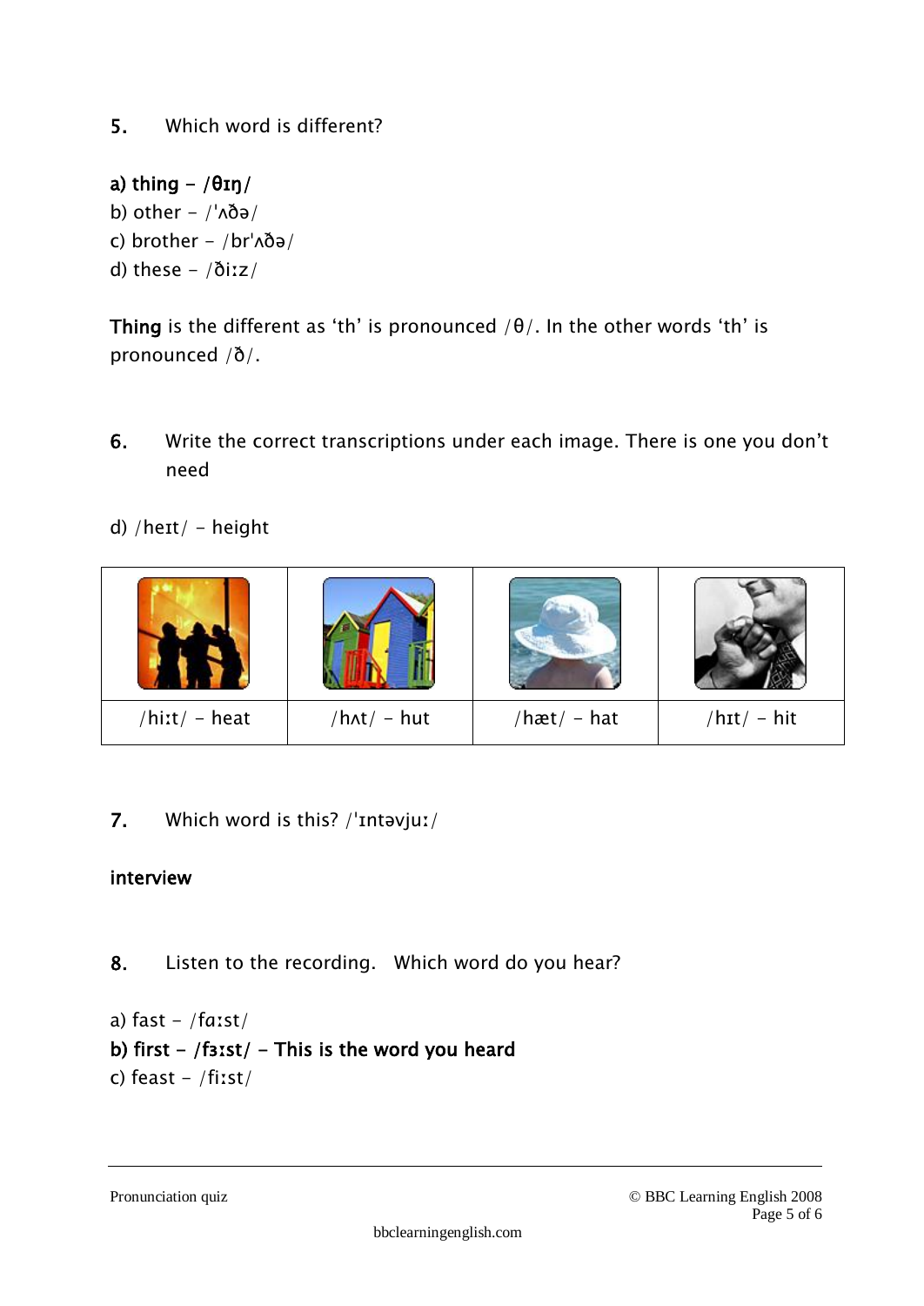5. Which word is different?

**a) thing – /θɪŋ/**
b) other – /ˈʌðə/
c) brother – /brˈʌðə/
d) these – /ðiːz/

**Thing** is the different as 'th' is pronounced /θ/. In the other words 'th' is pronounced /ð/.

6. Write the correct transcriptions under each image. There is one you don't need

d) /heɪt/ – height

| | | | |
|---|---|---|---|
| /hiːt/ – heat | /hʌt/ – hut | /hæt/ – hat | /hɪt/ – hit |

7. Which word is this? /ˈɪntəvjuː/

**interview**

8. Listen to the recording. Which word do you hear?

a) fast – /fɑːst/
**b) first – /fɜːst/ – This is the word you heard**
c) feast – /fiːst/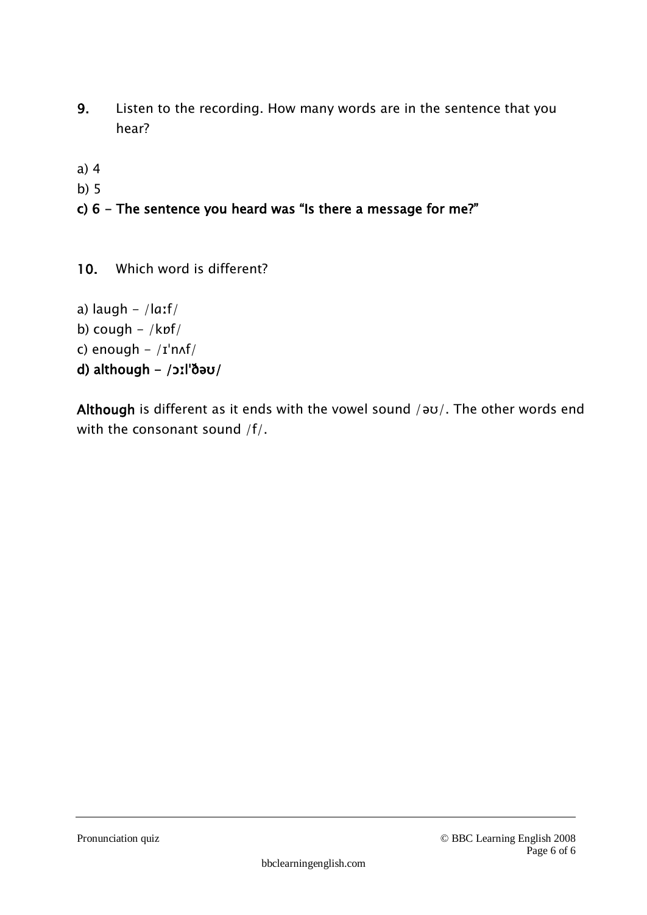**9.** Listen to the recording. How many words are in the sentence that you hear?

a) 4
b) 5
**c) 6 - The sentence you heard was "Is there a message for me?"**

**10.** Which word is different?

a) laugh - /lɑːf/
b) cough - /kɒf/
c) enough - /ɪˈnʌf/
**d) although - /ɔːlˈðəʊ/**

**Although** is different as it ends with the vowel sound /əʊ/. The other words end with the consonant sound /f/.